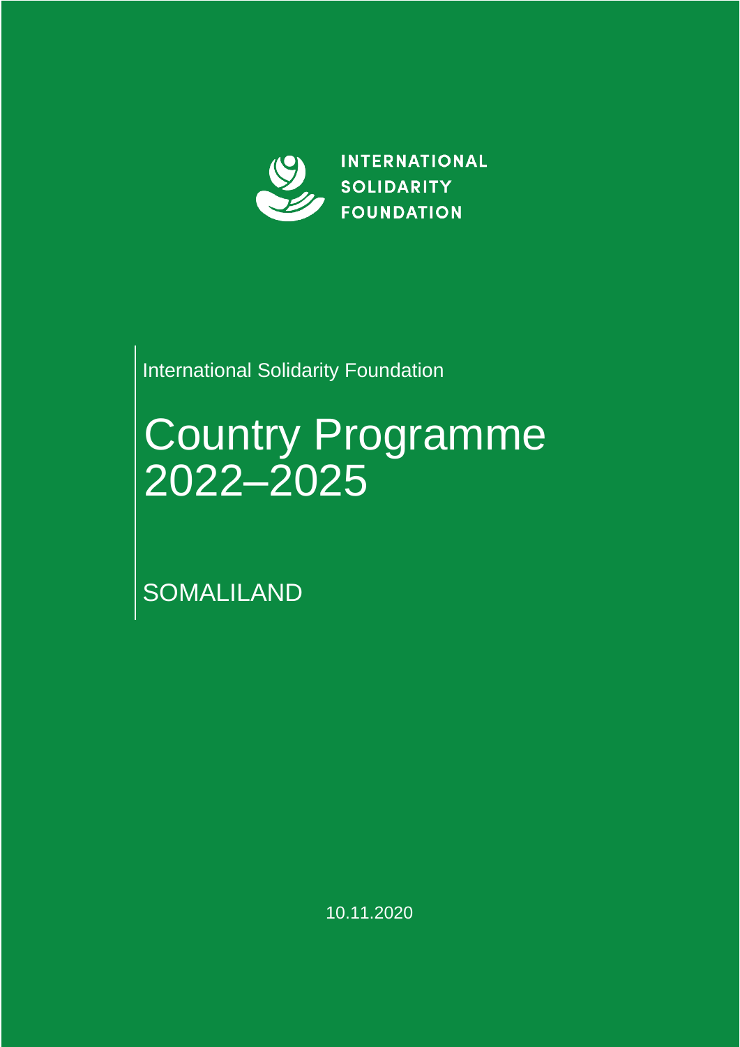INTERNATIONAL SOLIDARITY FOUNDATION

International Solidarity Foundation

# Country Programme 2022–2025

SOMALILAND

10.11.2020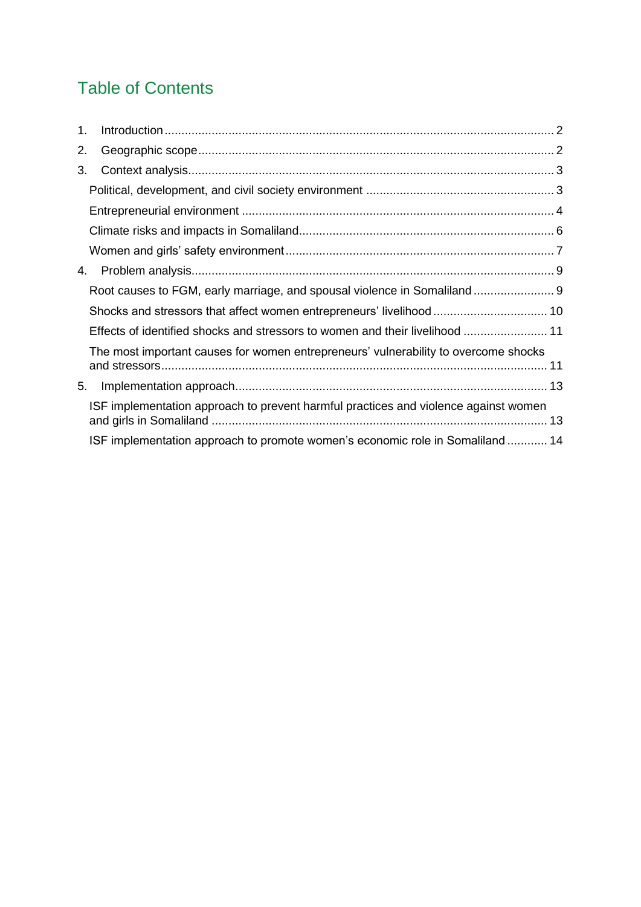# Table of Contents

1. Introduction ........................................................................................................................ 2
2. Geographic scope ............................................................................................................... 2
3. Context analysis .................................................................................................................. 3
   - Political, development, and civil society environment ........................................................ 3
   - Entrepreneurial environment ............................................................................................ 4
   - Climate risks and impacts in Somaliland ........................................................................... 6
   - Women and girls' safety environment ............................................................................... 7
4. Problem analysis .................................................................................................................. 9
   - Root causes to FGM, early marriage, and spousal violence in Somaliland ........................ 9
   - Shocks and stressors that affect women entrepreneurs' livelihood ................................. 10
   - Effects of identified shocks and stressors to women and their livelihood ......................... 11
   - The most important causes for women entrepreneurs' vulnerability to overcome shocks and stressors ........................................................................................................................ 11
5. Implementation approach ................................................................................................... 13
   - ISF implementation approach to prevent harmful practices and violence against women and girls in Somaliland .................................................................................................... 13
   - ISF implementation approach to promote women's economic role in Somaliland ............ 14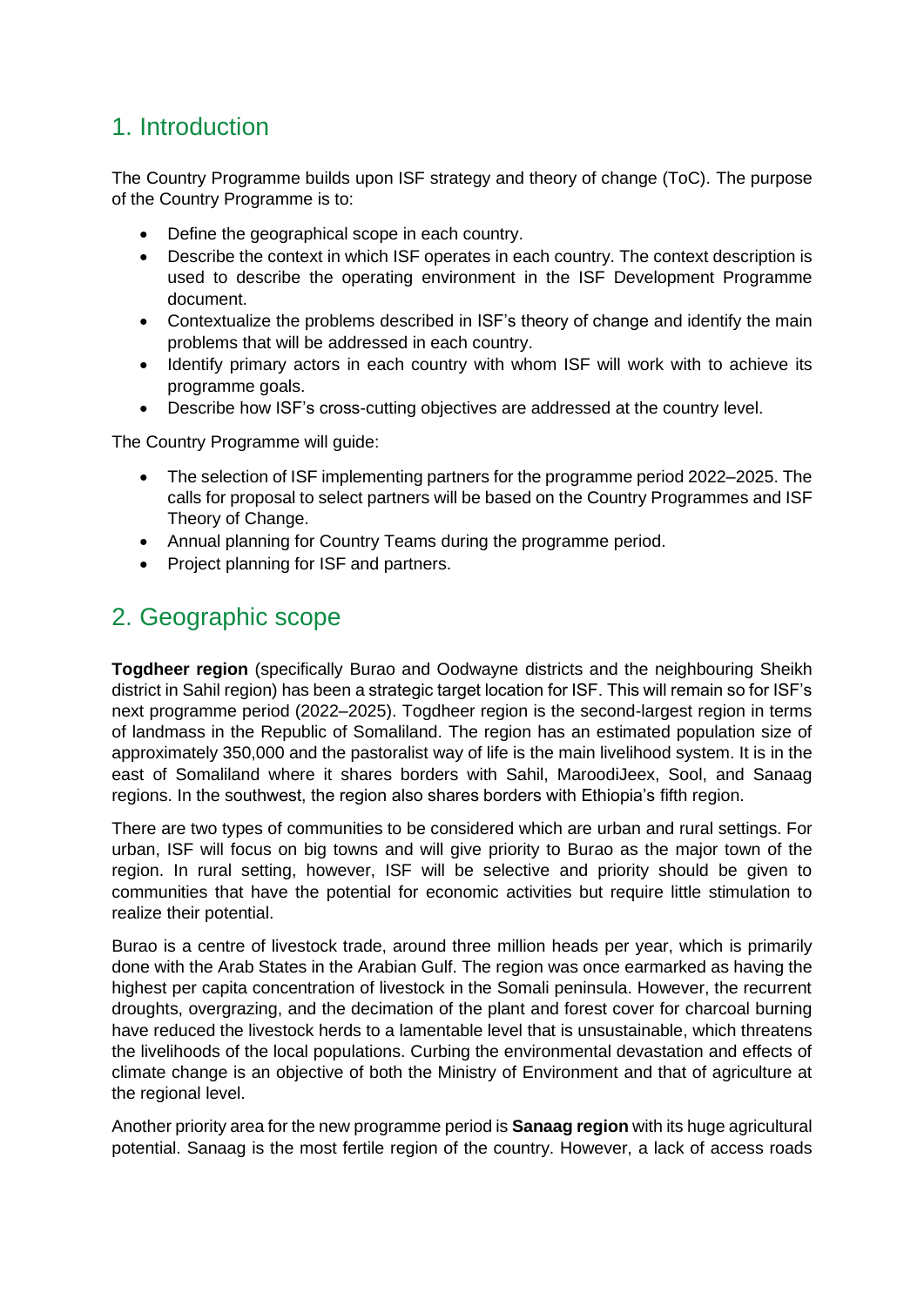## 1. Introduction

The Country Programme builds upon ISF strategy and theory of change (ToC). The purpose of the Country Programme is to:

- Define the geographical scope in each country.
- Describe the context in which ISF operates in each country. The context description is used to describe the operating environment in the ISF Development Programme document.
- Contextualize the problems described in ISF's theory of change and identify the main problems that will be addressed in each country.
- Identify primary actors in each country with whom ISF will work with to achieve its programme goals.
- Describe how ISF's cross-cutting objectives are addressed at the country level.

The Country Programme will guide:

- The selection of ISF implementing partners for the programme period 2022–2025. The calls for proposal to select partners will be based on the Country Programmes and ISF Theory of Change.
- Annual planning for Country Teams during the programme period.
- Project planning for ISF and partners.

## 2. Geographic scope

**Togdheer region** (specifically Burao and Oodwayne districts and the neighbouring Sheikh district in Sahil region) has been a strategic target location for ISF. This will remain so for ISF's next programme period (2022–2025). Togdheer region is the second-largest region in terms of landmass in the Republic of Somaliland. The region has an estimated population size of approximately 350,000 and the pastoralist way of life is the main livelihood system. It is in the east of Somaliland where it shares borders with Sahil, MaroodiJeex, Sool, and Sanaag regions. In the southwest, the region also shares borders with Ethiopia's fifth region.

There are two types of communities to be considered which are urban and rural settings. For urban, ISF will focus on big towns and will give priority to Burao as the major town of the region. In rural setting, however, ISF will be selective and priority should be given to communities that have the potential for economic activities but require little stimulation to realize their potential.

Burao is a centre of livestock trade, around three million heads per year, which is primarily done with the Arab States in the Arabian Gulf. The region was once earmarked as having the highest per capita concentration of livestock in the Somali peninsula. However, the recurrent droughts, overgrazing, and the decimation of the plant and forest cover for charcoal burning have reduced the livestock herds to a lamentable level that is unsustainable, which threatens the livelihoods of the local populations. Curbing the environmental devastation and effects of climate change is an objective of both the Ministry of Environment and that of agriculture at the regional level.

Another priority area for the new programme period is **Sanaag region** with its huge agricultural potential. Sanaag is the most fertile region of the country. However, a lack of access roads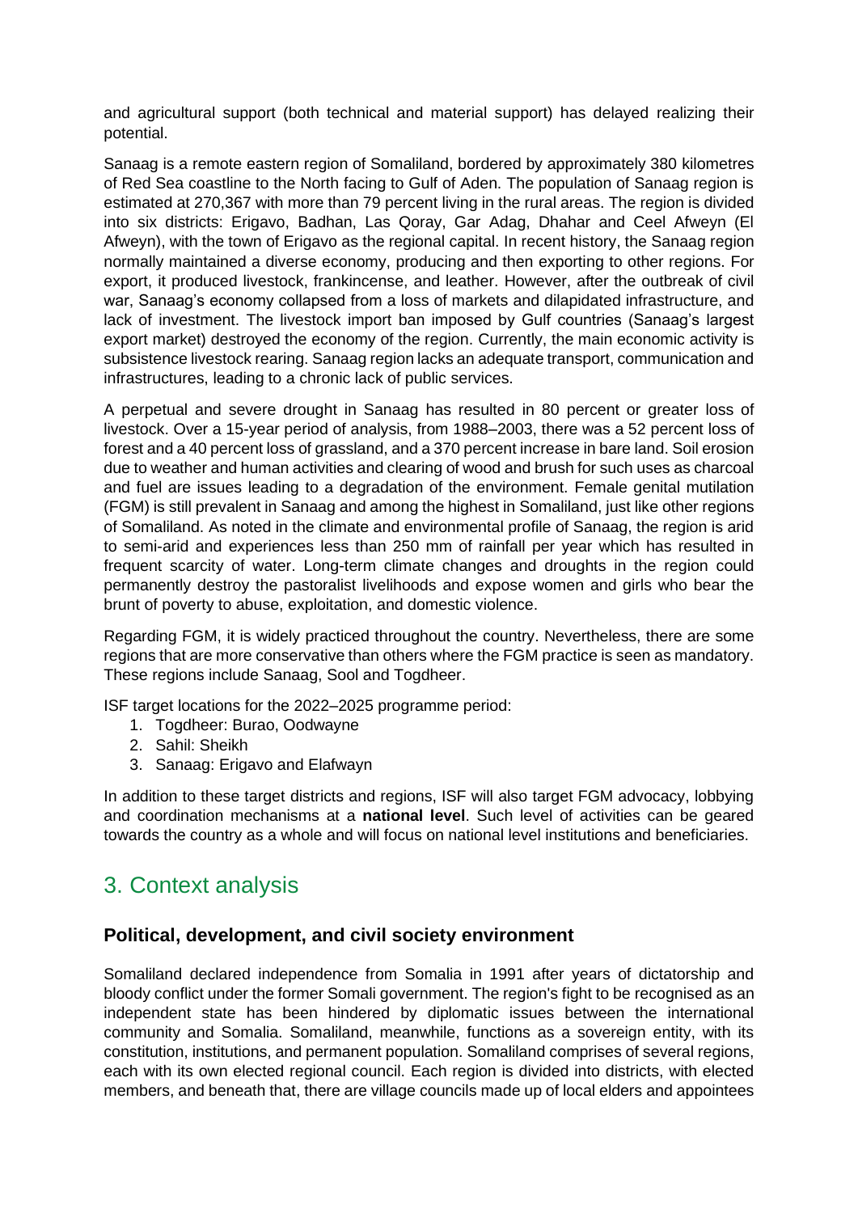and agricultural support (both technical and material support) has delayed realizing their potential.

Sanaag is a remote eastern region of Somaliland, bordered by approximately 380 kilometres of Red Sea coastline to the North facing to Gulf of Aden. The population of Sanaag region is estimated at 270,367 with more than 79 percent living in the rural areas. The region is divided into six districts: Erigavo, Badhan, Las Qoray, Gar Adag, Dhahar and Ceel Afweyn (El Afweyn), with the town of Erigavo as the regional capital. In recent history, the Sanaag region normally maintained a diverse economy, producing and then exporting to other regions. For export, it produced livestock, frankincense, and leather. However, after the outbreak of civil war, Sanaag's economy collapsed from a loss of markets and dilapidated infrastructure, and lack of investment. The livestock import ban imposed by Gulf countries (Sanaag's largest export market) destroyed the economy of the region. Currently, the main economic activity is subsistence livestock rearing. Sanaag region lacks an adequate transport, communication and infrastructures, leading to a chronic lack of public services.

A perpetual and severe drought in Sanaag has resulted in 80 percent or greater loss of livestock. Over a 15-year period of analysis, from 1988–2003, there was a 52 percent loss of forest and a 40 percent loss of grassland, and a 370 percent increase in bare land. Soil erosion due to weather and human activities and clearing of wood and brush for such uses as charcoal and fuel are issues leading to a degradation of the environment. Female genital mutilation (FGM) is still prevalent in Sanaag and among the highest in Somaliland, just like other regions of Somaliland. As noted in the climate and environmental profile of Sanaag, the region is arid to semi-arid and experiences less than 250 mm of rainfall per year which has resulted in frequent scarcity of water. Long-term climate changes and droughts in the region could permanently destroy the pastoralist livelihoods and expose women and girls who bear the brunt of poverty to abuse, exploitation, and domestic violence.

Regarding FGM, it is widely practiced throughout the country. Nevertheless, there are some regions that are more conservative than others where the FGM practice is seen as mandatory. These regions include Sanaag, Sool and Togdheer.

ISF target locations for the 2022–2025 programme period:

1. Togdheer: Burao, Oodwayne
2. Sahil: Sheikh
3. Sanaag: Erigavo and Elafwayn

In addition to these target districts and regions, ISF will also target FGM advocacy, lobbying and coordination mechanisms at a **national level**. Such level of activities can be geared towards the country as a whole and will focus on national level institutions and beneficiaries.

## 3. Context analysis

### Political, development, and civil society environment

Somaliland declared independence from Somalia in 1991 after years of dictatorship and bloody conflict under the former Somali government. The region's fight to be recognised as an independent state has been hindered by diplomatic issues between the international community and Somalia. Somaliland, meanwhile, functions as a sovereign entity, with its constitution, institutions, and permanent population. Somaliland comprises of several regions, each with its own elected regional council. Each region is divided into districts, with elected members, and beneath that, there are village councils made up of local elders and appointees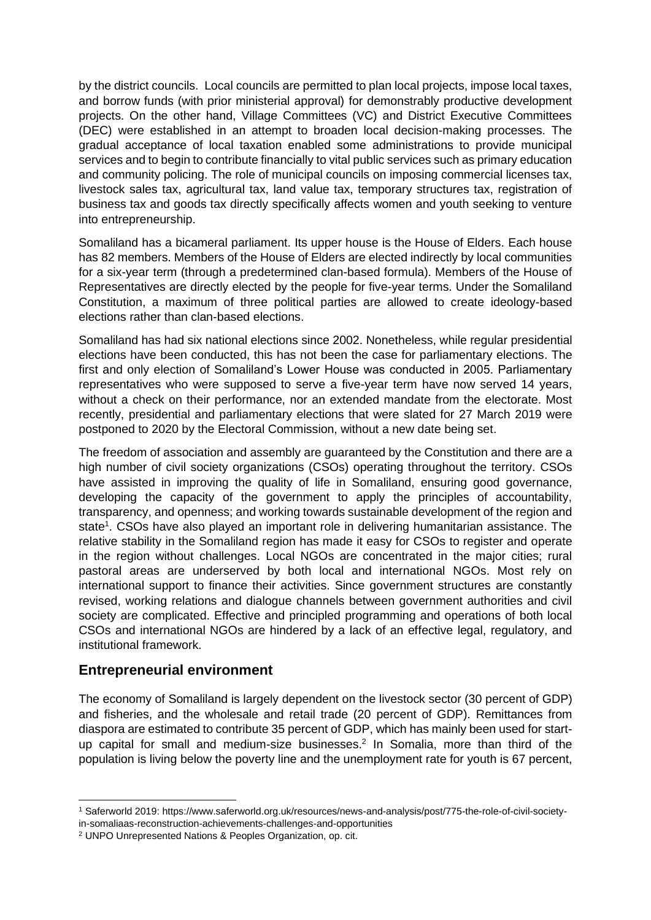by the district councils. Local councils are permitted to plan local projects, impose local taxes, and borrow funds (with prior ministerial approval) for demonstrably productive development projects. On the other hand, Village Committees (VC) and District Executive Committees (DEC) were established in an attempt to broaden local decision-making processes. The gradual acceptance of local taxation enabled some administrations to provide municipal services and to begin to contribute financially to vital public services such as primary education and community policing. The role of municipal councils on imposing commercial licenses tax, livestock sales tax, agricultural tax, land value tax, temporary structures tax, registration of business tax and goods tax directly specifically affects women and youth seeking to venture into entrepreneurship.

Somaliland has a bicameral parliament. Its upper house is the House of Elders. Each house has 82 members. Members of the House of Elders are elected indirectly by local communities for a six-year term (through a predetermined clan-based formula). Members of the House of Representatives are directly elected by the people for five-year terms. Under the Somaliland Constitution, a maximum of three political parties are allowed to create ideology-based elections rather than clan-based elections.

Somaliland has had six national elections since 2002. Nonetheless, while regular presidential elections have been conducted, this has not been the case for parliamentary elections. The first and only election of Somaliland's Lower House was conducted in 2005. Parliamentary representatives who were supposed to serve a five-year term have now served 14 years, without a check on their performance, nor an extended mandate from the electorate. Most recently, presidential and parliamentary elections that were slated for 27 March 2019 were postponed to 2020 by the Electoral Commission, without a new date being set.

The freedom of association and assembly are guaranteed by the Constitution and there are a high number of civil society organizations (CSOs) operating throughout the territory. CSOs have assisted in improving the quality of life in Somaliland, ensuring good governance, developing the capacity of the government to apply the principles of accountability, transparency, and openness; and working towards sustainable development of the region and state[1]. CSOs have also played an important role in delivering humanitarian assistance. The relative stability in the Somaliland region has made it easy for CSOs to register and operate in the region without challenges. Local NGOs are concentrated in the major cities; rural pastoral areas are underserved by both local and international NGOs. Most rely on international support to finance their activities. Since government structures are constantly revised, working relations and dialogue channels between government authorities and civil society are complicated. Effective and principled programming and operations of both local CSOs and international NGOs are hindered by a lack of an effective legal, regulatory, and institutional framework.

## Entrepreneurial environment

The economy of Somaliland is largely dependent on the livestock sector (30 percent of GDP) and fisheries, and the wholesale and retail trade (20 percent of GDP). Remittances from diaspora are estimated to contribute 35 percent of GDP, which has mainly been used for start-up capital for small and medium-size businesses.[2] In Somalia, more than third of the population is living below the poverty line and the unemployment rate for youth is 67 percent,

---

[1] Saferworld 2019: https://www.saferworld.org.uk/resources/news-and-analysis/post/775-the-role-of-civil-society-in-somaliaas-reconstruction-achievements-challenges-and-opportunities

[2] UNPO Unrepresented Nations & Peoples Organization, op. cit.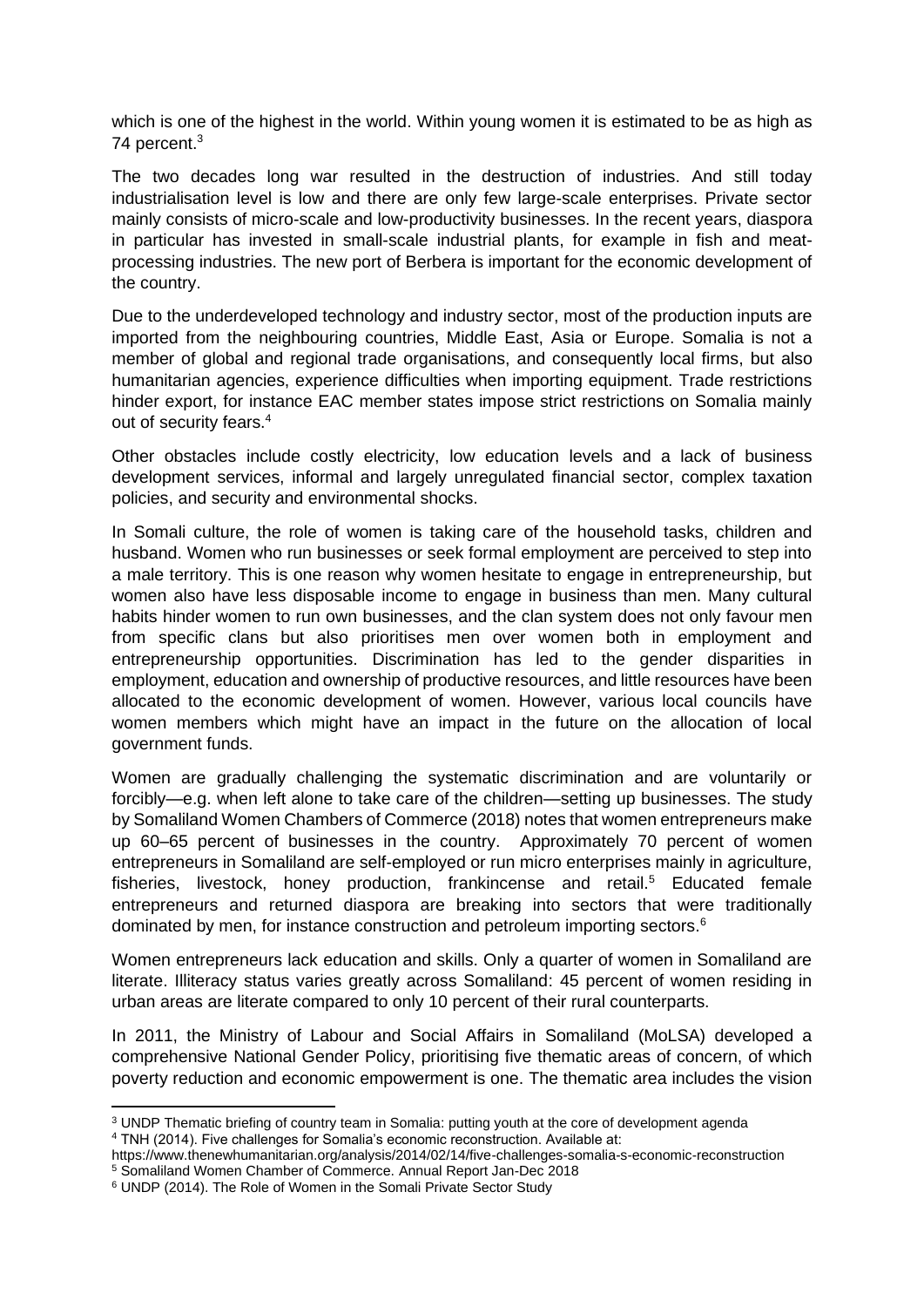which is one of the highest in the world. Within young women it is estimated to be as high as 74 percent.[3]

The two decades long war resulted in the destruction of industries. And still today industrialisation level is low and there are only few large-scale enterprises. Private sector mainly consists of micro-scale and low-productivity businesses. In the recent years, diaspora in particular has invested in small-scale industrial plants, for example in fish and meat-processing industries. The new port of Berbera is important for the economic development of the country.

Due to the underdeveloped technology and industry sector, most of the production inputs are imported from the neighbouring countries, Middle East, Asia or Europe. Somalia is not a member of global and regional trade organisations, and consequently local firms, but also humanitarian agencies, experience difficulties when importing equipment. Trade restrictions hinder export, for instance EAC member states impose strict restrictions on Somalia mainly out of security fears.[4]

Other obstacles include costly electricity, low education levels and a lack of business development services, informal and largely unregulated financial sector, complex taxation policies, and security and environmental shocks.

In Somali culture, the role of women is taking care of the household tasks, children and husband. Women who run businesses or seek formal employment are perceived to step into a male territory. This is one reason why women hesitate to engage in entrepreneurship, but women also have less disposable income to engage in business than men. Many cultural habits hinder women to run own businesses, and the clan system does not only favour men from specific clans but also prioritises men over women both in employment and entrepreneurship opportunities. Discrimination has led to the gender disparities in employment, education and ownership of productive resources, and little resources have been allocated to the economic development of women. However, various local councils have women members which might have an impact in the future on the allocation of local government funds.

Women are gradually challenging the systematic discrimination and are voluntarily or forcibly—e.g. when left alone to take care of the children—setting up businesses. The study by Somaliland Women Chambers of Commerce (2018) notes that women entrepreneurs make up 60–65 percent of businesses in the country. Approximately 70 percent of women entrepreneurs in Somaliland are self-employed or run micro enterprises mainly in agriculture, fisheries, livestock, honey production, frankincense and retail.[5] Educated female entrepreneurs and returned diaspora are breaking into sectors that were traditionally dominated by men, for instance construction and petroleum importing sectors.[6]

Women entrepreneurs lack education and skills. Only a quarter of women in Somaliland are literate. Illiteracy status varies greatly across Somaliland: 45 percent of women residing in urban areas are literate compared to only 10 percent of their rural counterparts.

In 2011, the Ministry of Labour and Social Affairs in Somaliland (MoLSA) developed a comprehensive National Gender Policy, prioritising five thematic areas of concern, of which poverty reduction and economic empowerment is one. The thematic area includes the vision

---

[3] UNDP Thematic briefing of country team in Somalia: putting youth at the core of development agenda

[4] TNH (2014). Five challenges for Somalia's economic reconstruction. Available at: https://www.thenewhumanitarian.org/analysis/2014/02/14/five-challenges-somalia-s-economic-reconstruction

[5] Somaliland Women Chamber of Commerce. Annual Report Jan-Dec 2018

[6] UNDP (2014). The Role of Women in the Somali Private Sector Study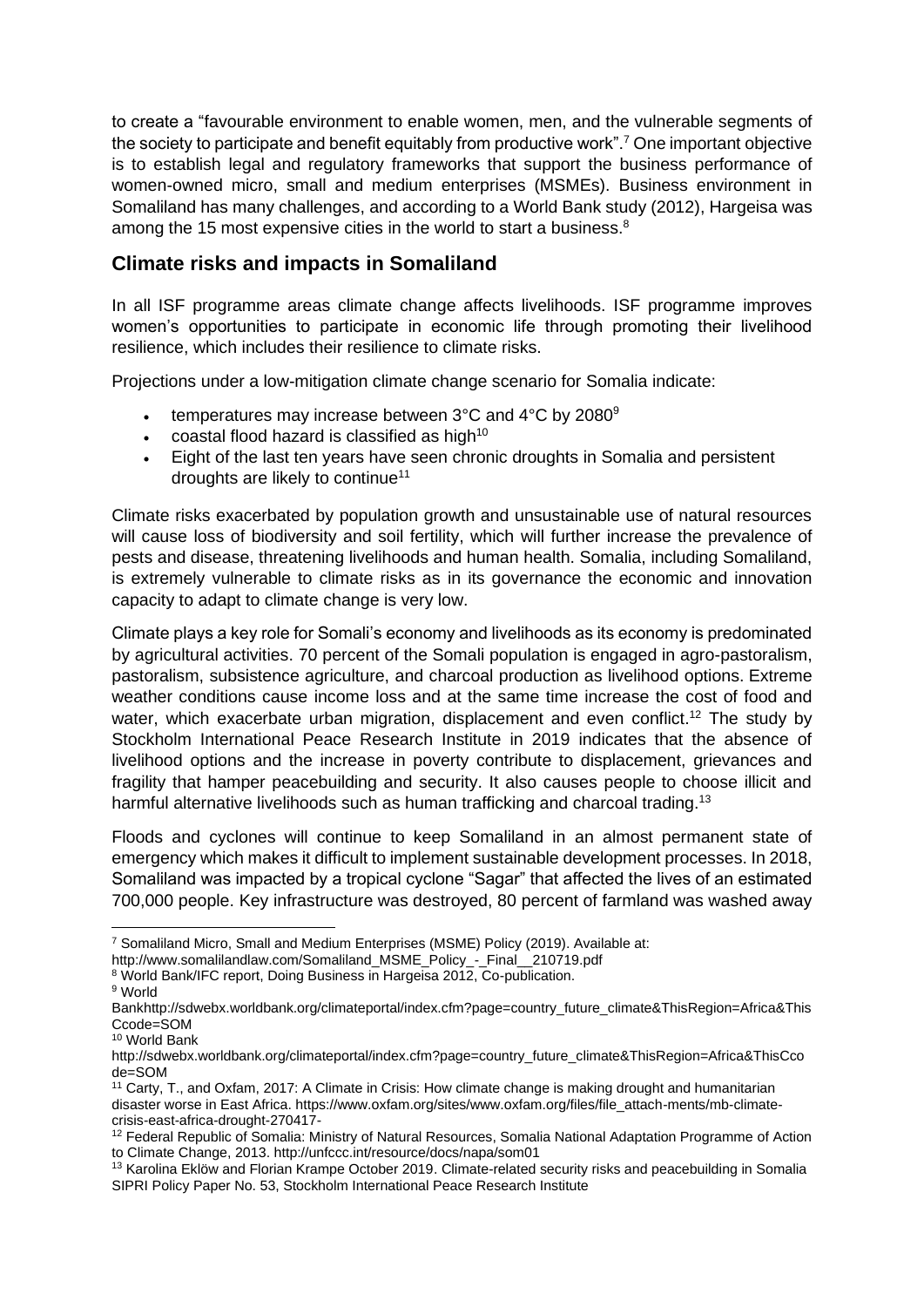to create a "favourable environment to enable women, men, and the vulnerable segments of the society to participate and benefit equitably from productive work".[7] One important objective is to establish legal and regulatory frameworks that support the business performance of women-owned micro, small and medium enterprises (MSMEs). Business environment in Somaliland has many challenges, and according to a World Bank study (2012), Hargeisa was among the 15 most expensive cities in the world to start a business.[8]

## Climate risks and impacts in Somaliland

In all ISF programme areas climate change affects livelihoods. ISF programme improves women's opportunities to participate in economic life through promoting their livelihood resilience, which includes their resilience to climate risks.

Projections under a low-mitigation climate change scenario for Somalia indicate:

- temperatures may increase between 3°C and 4°C by 2080[9]
- coastal flood hazard is classified as high[10]
- Eight of the last ten years have seen chronic droughts in Somalia and persistent droughts are likely to continue[11]

Climate risks exacerbated by population growth and unsustainable use of natural resources will cause loss of biodiversity and soil fertility, which will further increase the prevalence of pests and disease, threatening livelihoods and human health. Somalia, including Somaliland, is extremely vulnerable to climate risks as in its governance the economic and innovation capacity to adapt to climate change is very low.

Climate plays a key role for Somali's economy and livelihoods as its economy is predominated by agricultural activities. 70 percent of the Somali population is engaged in agro-pastoralism, pastoralism, subsistence agriculture, and charcoal production as livelihood options. Extreme weather conditions cause income loss and at the same time increase the cost of food and water, which exacerbate urban migration, displacement and even conflict.[12] The study by Stockholm International Peace Research Institute in 2019 indicates that the absence of livelihood options and the increase in poverty contribute to displacement, grievances and fragility that hamper peacebuilding and security. It also causes people to choose illicit and harmful alternative livelihoods such as human trafficking and charcoal trading.[13]

Floods and cyclones will continue to keep Somaliland in an almost permanent state of emergency which makes it difficult to implement sustainable development processes. In 2018, Somaliland was impacted by a tropical cyclone "Sagar" that affected the lives of an estimated 700,000 people. Key infrastructure was destroyed, 80 percent of farmland was washed away

---

[7] Somaliland Micro, Small and Medium Enterprises (MSME) Policy (2019). Available at: http://www.somalilandlaw.com/Somaliland_MSME_Policy_-_Final__210719.pdf

[8] World Bank/IFC report, Doing Business in Hargeisa 2012, Co-publication.

[9] World Bankhttp://sdwebx.worldbank.org/climateportal/index.cfm?page=country_future_climate&ThisRegion=Africa&ThisCcode=SOM

[10] World Bank http://sdwebx.worldbank.org/climateportal/index.cfm?page=country_future_climate&ThisRegion=Africa&ThisCcode=SOM

[11] Carty, T., and Oxfam, 2017: A Climate in Crisis: How climate change is making drought and humanitarian disaster worse in East Africa. https://www.oxfam.org/sites/www.oxfam.org/files/file_attach-ments/mb-climate-crisis-east-africa-drought-270417-

[12] Federal Republic of Somalia: Ministry of Natural Resources, Somalia National Adaptation Programme of Action to Climate Change, 2013. http://unfccc.int/resource/docs/napa/som01

[13] Karolina Eklöw and Florian Krampe October 2019. Climate-related security risks and peacebuilding in Somalia SIPRI Policy Paper No. 53, Stockholm International Peace Research Institute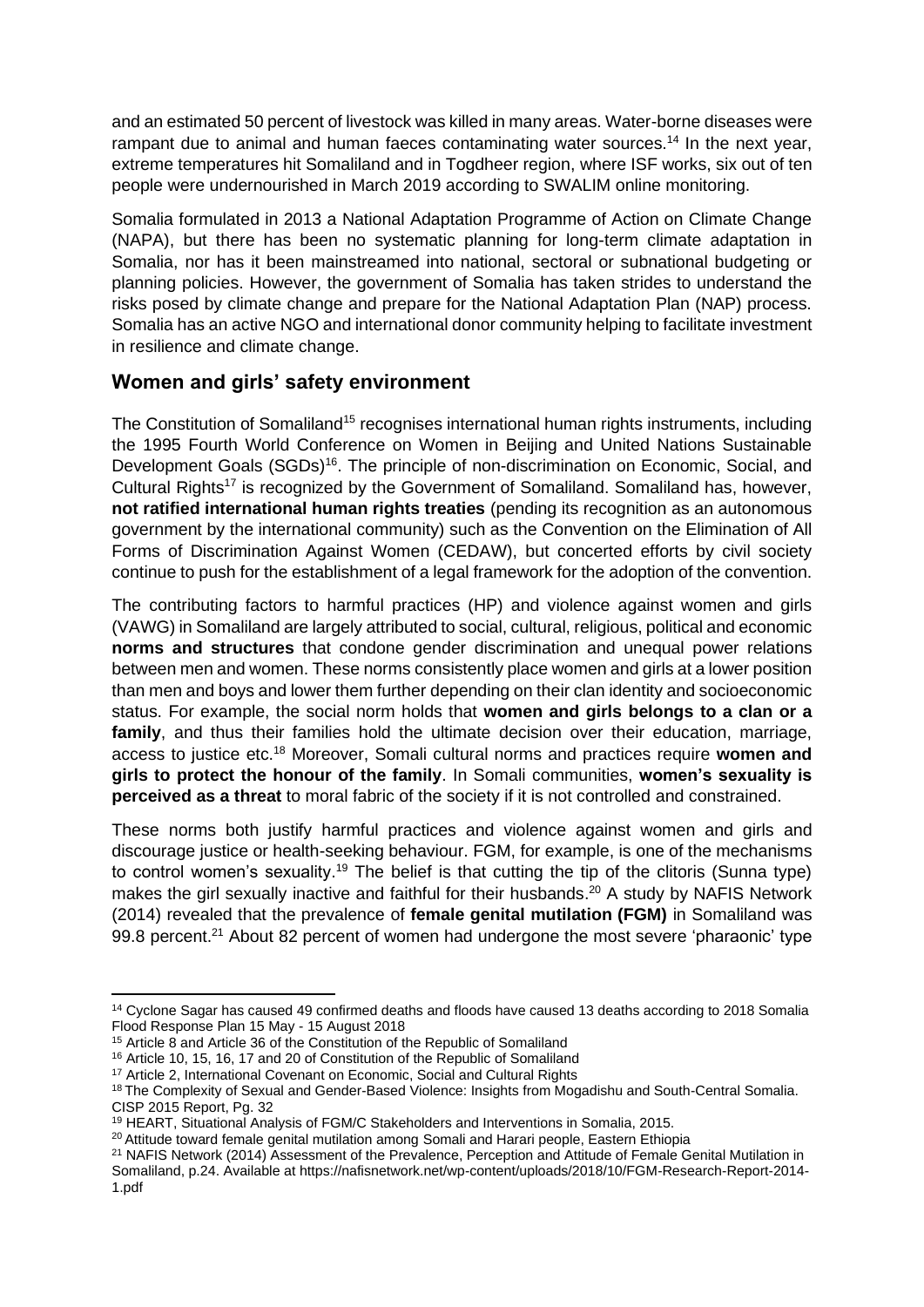and an estimated 50 percent of livestock was killed in many areas. Water-borne diseases were rampant due to animal and human faeces contaminating water sources.[14] In the next year, extreme temperatures hit Somaliland and in Togdheer region, where ISF works, six out of ten people were undernourished in March 2019 according to SWALIM online monitoring.

Somalia formulated in 2013 a National Adaptation Programme of Action on Climate Change (NAPA), but there has been no systematic planning for long-term climate adaptation in Somalia, nor has it been mainstreamed into national, sectoral or subnational budgeting or planning policies. However, the government of Somalia has taken strides to understand the risks posed by climate change and prepare for the National Adaptation Plan (NAP) process. Somalia has an active NGO and international donor community helping to facilitate investment in resilience and climate change.

## Women and girls' safety environment

The Constitution of Somaliland[15] recognises international human rights instruments, including the 1995 Fourth World Conference on Women in Beijing and United Nations Sustainable Development Goals (SGDs)[16]. The principle of non-discrimination on Economic, Social, and Cultural Rights[17] is recognized by the Government of Somaliland. Somaliland has, however, **not ratified international human rights treaties** (pending its recognition as an autonomous government by the international community) such as the Convention on the Elimination of All Forms of Discrimination Against Women (CEDAW), but concerted efforts by civil society continue to push for the establishment of a legal framework for the adoption of the convention.

The contributing factors to harmful practices (HP) and violence against women and girls (VAWG) in Somaliland are largely attributed to social, cultural, religious, political and economic **norms and structures** that condone gender discrimination and unequal power relations between men and women. These norms consistently place women and girls at a lower position than men and boys and lower them further depending on their clan identity and socioeconomic status. For example, the social norm holds that **women and girls belongs to a clan or a family**, and thus their families hold the ultimate decision over their education, marriage, access to justice etc.[18] Moreover, Somali cultural norms and practices require **women and girls to protect the honour of the family**. In Somali communities, **women's sexuality is perceived as a threat** to moral fabric of the society if it is not controlled and constrained.

These norms both justify harmful practices and violence against women and girls and discourage justice or health-seeking behaviour. FGM, for example, is one of the mechanisms to control women's sexuality.[19] The belief is that cutting the tip of the clitoris (Sunna type) makes the girl sexually inactive and faithful for their husbands.[20] A study by NAFIS Network (2014) revealed that the prevalence of **female genital mutilation (FGM)** in Somaliland was 99.8 percent.[21] About 82 percent of women had undergone the most severe 'pharaonic' type

---

[14] Cyclone Sagar has caused 49 confirmed deaths and floods have caused 13 deaths according to 2018 Somalia Flood Response Plan 15 May - 15 August 2018

[15] Article 8 and Article 36 of the Constitution of the Republic of Somaliland

[16] Article 10, 15, 16, 17 and 20 of Constitution of the Republic of Somaliland

[17] Article 2, International Covenant on Economic, Social and Cultural Rights

[18] The Complexity of Sexual and Gender-Based Violence: Insights from Mogadishu and South-Central Somalia. CISP 2015 Report, Pg. 32

[19] HEART, Situational Analysis of FGM/C Stakeholders and Interventions in Somalia, 2015.

[20] Attitude toward female genital mutilation among Somali and Harari people, Eastern Ethiopia

[21] NAFIS Network (2014) Assessment of the Prevalence, Perception and Attitude of Female Genital Mutilation in Somaliland, p.24. Available at https://nafisnetwork.net/wp-content/uploads/2018/10/FGM-Research-Report-2014-1.pdf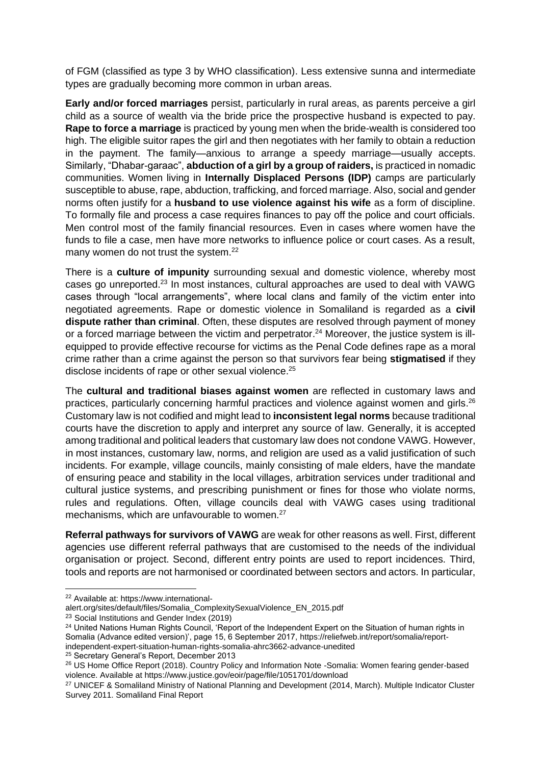of FGM (classified as type 3 by WHO classification). Less extensive sunna and intermediate types are gradually becoming more common in urban areas.

**Early and/or forced marriages** persist, particularly in rural areas, as parents perceive a girl child as a source of wealth via the bride price the prospective husband is expected to pay. **Rape to force a marriage** is practiced by young men when the bride-wealth is considered too high. The eligible suitor rapes the girl and then negotiates with her family to obtain a reduction in the payment. The family—anxious to arrange a speedy marriage—usually accepts. Similarly, "Dhabar-garaac", **abduction of a girl by a group of raiders,** is practiced in nomadic communities. Women living in **Internally Displaced Persons (IDP)** camps are particularly susceptible to abuse, rape, abduction, trafficking, and forced marriage. Also, social and gender norms often justify for a **husband to use violence against his wife** as a form of discipline. To formally file and process a case requires finances to pay off the police and court officials. Men control most of the family financial resources. Even in cases where women have the funds to file a case, men have more networks to influence police or court cases. As a result, many women do not trust the system.[22]

There is a **culture of impunity** surrounding sexual and domestic violence, whereby most cases go unreported.[23] In most instances, cultural approaches are used to deal with VAWG cases through "local arrangements", where local clans and family of the victim enter into negotiated agreements. Rape or domestic violence in Somaliland is regarded as a **civil dispute rather than criminal**. Often, these disputes are resolved through payment of money or a forced marriage between the victim and perpetrator.[24] Moreover, the justice system is ill-equipped to provide effective recourse for victims as the Penal Code defines rape as a moral crime rather than a crime against the person so that survivors fear being **stigmatised** if they disclose incidents of rape or other sexual violence.[25]

The **cultural and traditional biases against women** are reflected in customary laws and practices, particularly concerning harmful practices and violence against women and girls.[26] Customary law is not codified and might lead to **inconsistent legal norms** because traditional courts have the discretion to apply and interpret any source of law. Generally, it is accepted among traditional and political leaders that customary law does not condone VAWG. However, in most instances, customary law, norms, and religion are used as a valid justification of such incidents. For example, village councils, mainly consisting of male elders, have the mandate of ensuring peace and stability in the local villages, arbitration services under traditional and cultural justice systems, and prescribing punishment or fines for those who violate norms, rules and regulations. Often, village councils deal with VAWG cases using traditional mechanisms, which are unfavourable to women.[27]

**Referral pathways for survivors of VAWG** are weak for other reasons as well. First, different agencies use different referral pathways that are customised to the needs of the individual organisation or project. Second, different entry points are used to report incidences. Third, tools and reports are not harmonised or coordinated between sectors and actors. In particular,

---

[22] Available at: https://www.international-alert.org/sites/default/files/Somalia_ComplexitySexualViolence_EN_2015.pdf

[23] Social Institutions and Gender Index (2019)

[24] United Nations Human Rights Council, 'Report of the Independent Expert on the Situation of human rights in Somalia (Advance edited version)', page 15, 6 September 2017, https://reliefweb.int/report/somalia/report-independent-expert-situation-human-rights-somalia-ahrc3662-advance-unedited

[25] Secretary General's Report, December 2013

[26] US Home Office Report (2018). Country Policy and Information Note -Somalia: Women fearing gender-based violence. Available at https://www.justice.gov/eoir/page/file/1051701/download

[27] UNICEF & Somaliland Ministry of National Planning and Development (2014, March). Multiple Indicator Cluster Survey 2011. Somaliland Final Report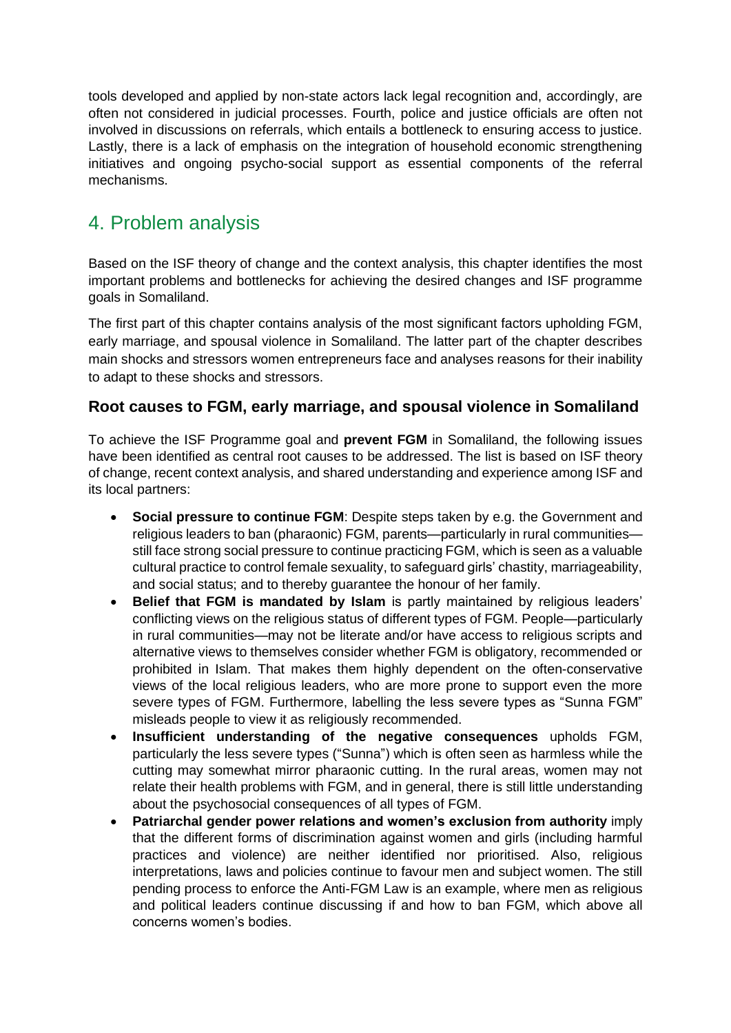tools developed and applied by non-state actors lack legal recognition and, accordingly, are often not considered in judicial processes. Fourth, police and justice officials are often not involved in discussions on referrals, which entails a bottleneck to ensuring access to justice. Lastly, there is a lack of emphasis on the integration of household economic strengthening initiatives and ongoing psycho-social support as essential components of the referral mechanisms.

# 4. Problem analysis

Based on the ISF theory of change and the context analysis, this chapter identifies the most important problems and bottlenecks for achieving the desired changes and ISF programme goals in Somaliland.

The first part of this chapter contains analysis of the most significant factors upholding FGM, early marriage, and spousal violence in Somaliland. The latter part of the chapter describes main shocks and stressors women entrepreneurs face and analyses reasons for their inability to adapt to these shocks and stressors.

### Root causes to FGM, early marriage, and spousal violence in Somaliland

To achieve the ISF Programme goal and **prevent FGM** in Somaliland, the following issues have been identified as central root causes to be addressed. The list is based on ISF theory of change, recent context analysis, and shared understanding and experience among ISF and its local partners:

- **Social pressure to continue FGM**: Despite steps taken by e.g. the Government and religious leaders to ban (pharaonic) FGM, parents—particularly in rural communities—still face strong social pressure to continue practicing FGM, which is seen as a valuable cultural practice to control female sexuality, to safeguard girls' chastity, marriageability, and social status; and to thereby guarantee the honour of her family.
- **Belief that FGM is mandated by Islam** is partly maintained by religious leaders' conflicting views on the religious status of different types of FGM. People—particularly in rural communities—may not be literate and/or have access to religious scripts and alternative views to themselves consider whether FGM is obligatory, recommended or prohibited in Islam. That makes them highly dependent on the often-conservative views of the local religious leaders, who are more prone to support even the more severe types of FGM. Furthermore, labelling the less severe types as "Sunna FGM" misleads people to view it as religiously recommended.
- **Insufficient understanding of the negative consequences** upholds FGM, particularly the less severe types ("Sunna") which is often seen as harmless while the cutting may somewhat mirror pharaonic cutting. In the rural areas, women may not relate their health problems with FGM, and in general, there is still little understanding about the psychosocial consequences of all types of FGM.
- **Patriarchal gender power relations and women's exclusion from authority** imply that the different forms of discrimination against women and girls (including harmful practices and violence) are neither identified nor prioritised. Also, religious interpretations, laws and policies continue to favour men and subject women. The still pending process to enforce the Anti-FGM Law is an example, where men as religious and political leaders continue discussing if and how to ban FGM, which above all concerns women's bodies.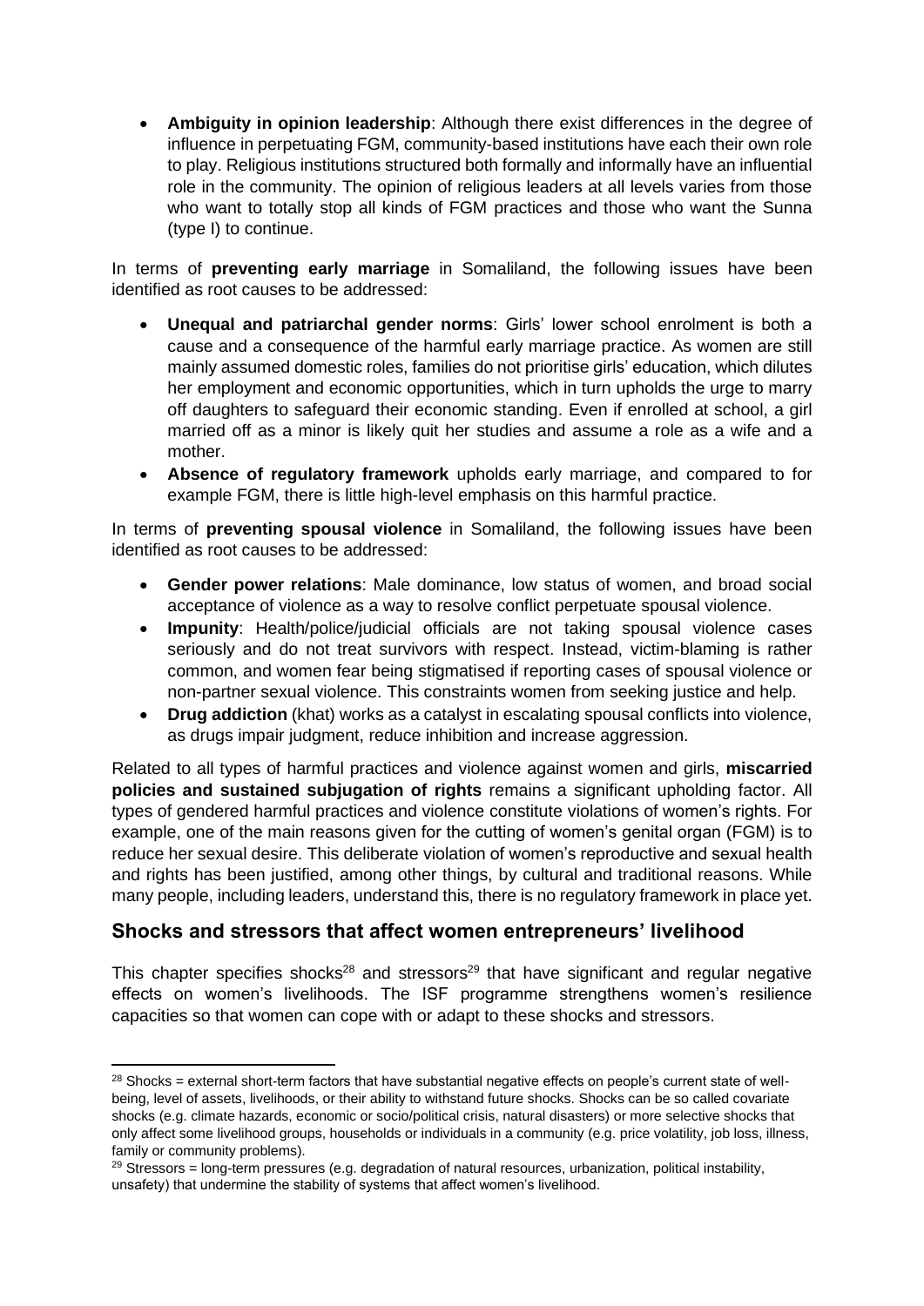- **Ambiguity in opinion leadership**: Although there exist differences in the degree of influence in perpetuating FGM, community-based institutions have each their own role to play. Religious institutions structured both formally and informally have an influential role in the community. The opinion of religious leaders at all levels varies from those who want to totally stop all kinds of FGM practices and those who want the Sunna (type I) to continue.

In terms of **preventing early marriage** in Somaliland, the following issues have been identified as root causes to be addressed:

- **Unequal and patriarchal gender norms**: Girls' lower school enrolment is both a cause and a consequence of the harmful early marriage practice. As women are still mainly assumed domestic roles, families do not prioritise girls' education, which dilutes her employment and economic opportunities, which in turn upholds the urge to marry off daughters to safeguard their economic standing. Even if enrolled at school, a girl married off as a minor is likely quit her studies and assume a role as a wife and a mother.
- **Absence of regulatory framework** upholds early marriage, and compared to for example FGM, there is little high-level emphasis on this harmful practice.

In terms of **preventing spousal violence** in Somaliland, the following issues have been identified as root causes to be addressed:

- **Gender power relations**: Male dominance, low status of women, and broad social acceptance of violence as a way to resolve conflict perpetuate spousal violence.
- **Impunity**: Health/police/judicial officials are not taking spousal violence cases seriously and do not treat survivors with respect. Instead, victim-blaming is rather common, and women fear being stigmatised if reporting cases of spousal violence or non-partner sexual violence. This constraints women from seeking justice and help.
- **Drug addiction** (khat) works as a catalyst in escalating spousal conflicts into violence, as drugs impair judgment, reduce inhibition and increase aggression.

Related to all types of harmful practices and violence against women and girls, **miscarried policies and sustained subjugation of rights** remains a significant upholding factor. All types of gendered harmful practices and violence constitute violations of women's rights. For example, one of the main reasons given for the cutting of women's genital organ (FGM) is to reduce her sexual desire. This deliberate violation of women's reproductive and sexual health and rights has been justified, among other things, by cultural and traditional reasons. While many people, including leaders, understand this, there is no regulatory framework in place yet.

## Shocks and stressors that affect women entrepreneurs' livelihood

This chapter specifies shocks[28] and stressors[29] that have significant and regular negative effects on women's livelihoods. The ISF programme strengthens women's resilience capacities so that women can cope with or adapt to these shocks and stressors.

[28] Shocks = external short-term factors that have substantial negative effects on people's current state of well-being, level of assets, livelihoods, or their ability to withstand future shocks. Shocks can be so called covariate shocks (e.g. climate hazards, economic or socio/political crisis, natural disasters) or more selective shocks that only affect some livelihood groups, households or individuals in a community (e.g. price volatility, job loss, illness, family or community problems).

[29] Stressors = long-term pressures (e.g. degradation of natural resources, urbanization, political instability, unsafety) that undermine the stability of systems that affect women's livelihood.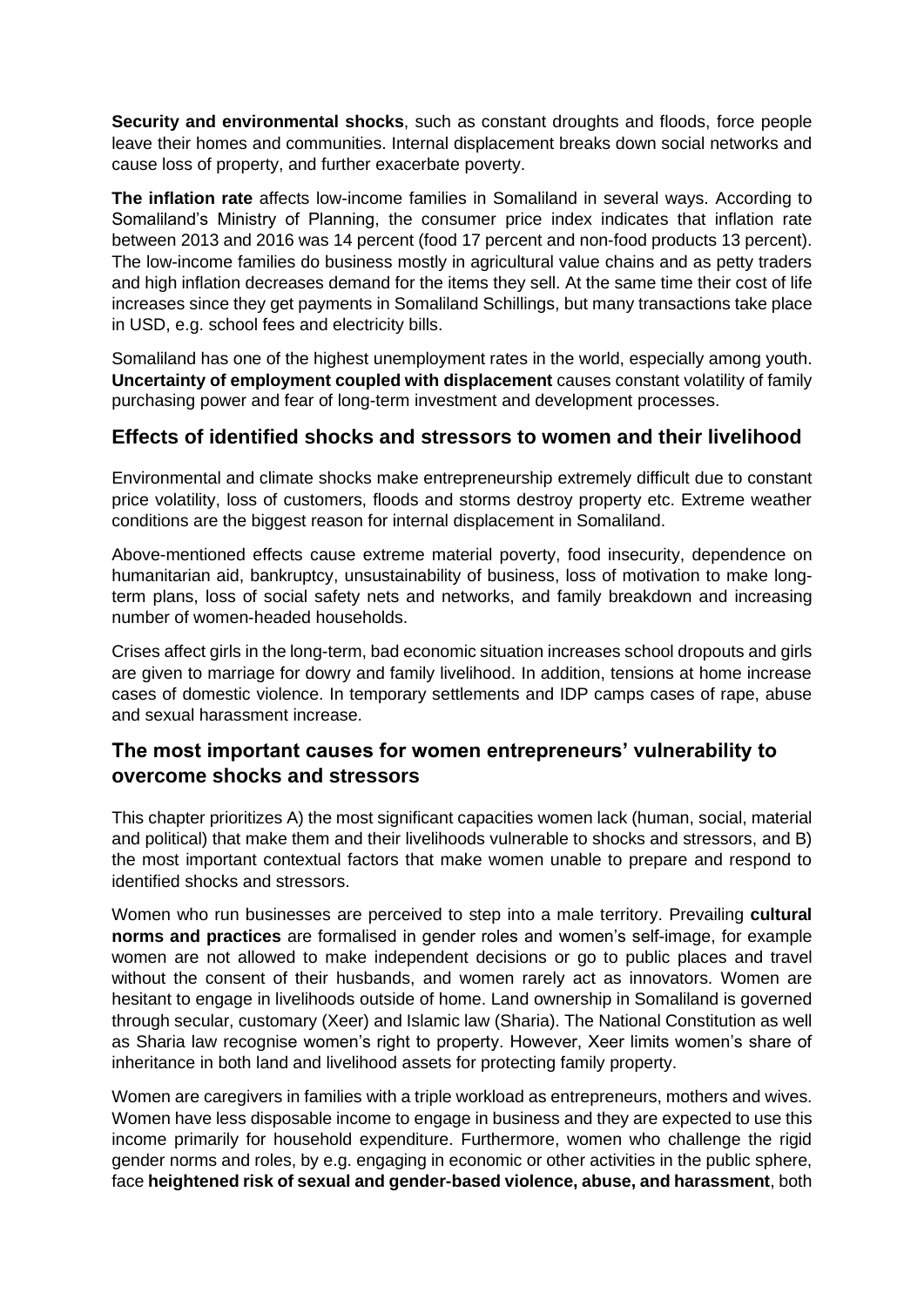**Security and environmental shocks**, such as constant droughts and floods, force people leave their homes and communities. Internal displacement breaks down social networks and cause loss of property, and further exacerbate poverty.

**The inflation rate** affects low-income families in Somaliland in several ways. According to Somaliland's Ministry of Planning, the consumer price index indicates that inflation rate between 2013 and 2016 was 14 percent (food 17 percent and non-food products 13 percent). The low-income families do business mostly in agricultural value chains and as petty traders and high inflation decreases demand for the items they sell. At the same time their cost of life increases since they get payments in Somaliland Schillings, but many transactions take place in USD, e.g. school fees and electricity bills.

Somaliland has one of the highest unemployment rates in the world, especially among youth. **Uncertainty of employment coupled with displacement** causes constant volatility of family purchasing power and fear of long-term investment and development processes.

## Effects of identified shocks and stressors to women and their livelihood

Environmental and climate shocks make entrepreneurship extremely difficult due to constant price volatility, loss of customers, floods and storms destroy property etc. Extreme weather conditions are the biggest reason for internal displacement in Somaliland.

Above-mentioned effects cause extreme material poverty, food insecurity, dependence on humanitarian aid, bankruptcy, unsustainability of business, loss of motivation to make long-term plans, loss of social safety nets and networks, and family breakdown and increasing number of women-headed households.

Crises affect girls in the long-term, bad economic situation increases school dropouts and girls are given to marriage for dowry and family livelihood. In addition, tensions at home increase cases of domestic violence. In temporary settlements and IDP camps cases of rape, abuse and sexual harassment increase.

## The most important causes for women entrepreneurs' vulnerability to overcome shocks and stressors

This chapter prioritizes A) the most significant capacities women lack (human, social, material and political) that make them and their livelihoods vulnerable to shocks and stressors, and B) the most important contextual factors that make women unable to prepare and respond to identified shocks and stressors.

Women who run businesses are perceived to step into a male territory. Prevailing **cultural norms and practices** are formalised in gender roles and women's self-image, for example women are not allowed to make independent decisions or go to public places and travel without the consent of their husbands, and women rarely act as innovators. Women are hesitant to engage in livelihoods outside of home. Land ownership in Somaliland is governed through secular, customary (Xeer) and Islamic law (Sharia). The National Constitution as well as Sharia law recognise women's right to property. However, Xeer limits women's share of inheritance in both land and livelihood assets for protecting family property.

Women are caregivers in families with a triple workload as entrepreneurs, mothers and wives. Women have less disposable income to engage in business and they are expected to use this income primarily for household expenditure. Furthermore, women who challenge the rigid gender norms and roles, by e.g. engaging in economic or other activities in the public sphere, face **heightened risk of sexual and gender-based violence, abuse, and harassment**, both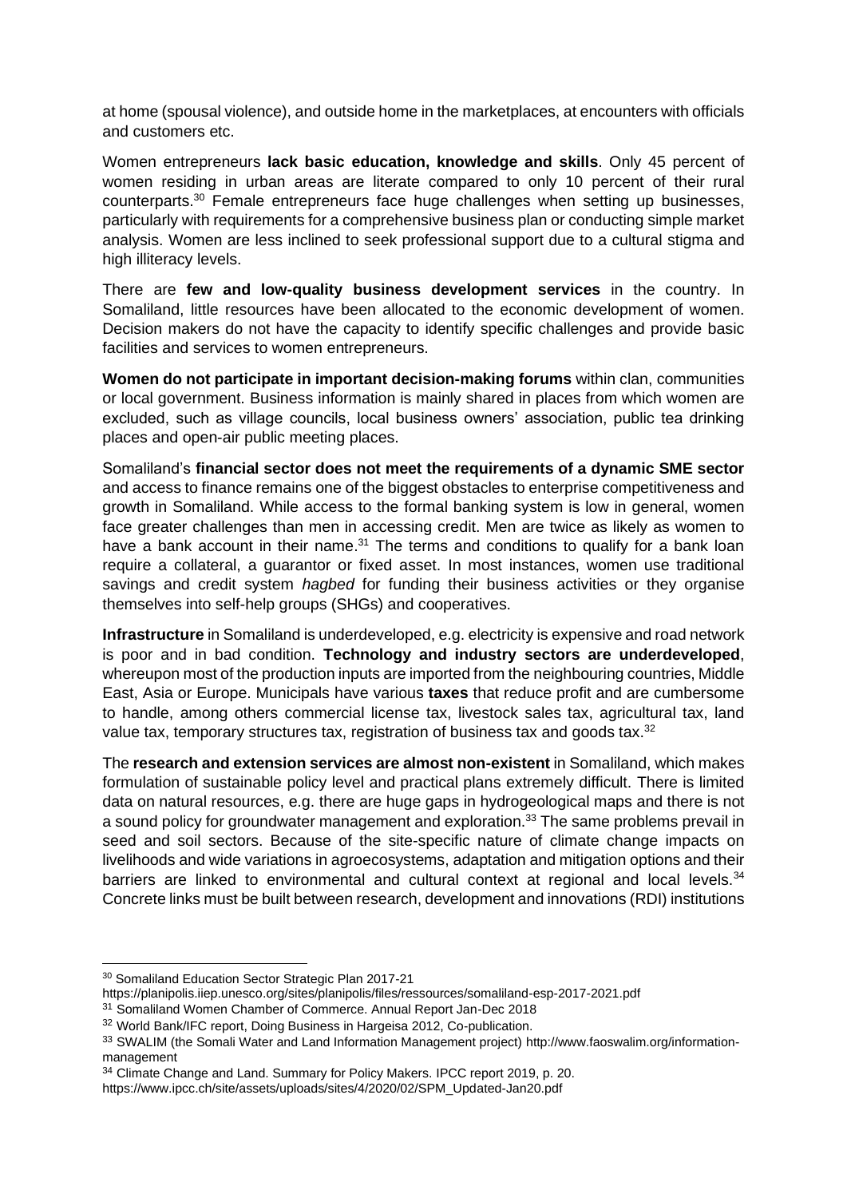at home (spousal violence), and outside home in the marketplaces, at encounters with officials and customers etc.

Women entrepreneurs **lack basic education, knowledge and skills**. Only 45 percent of women residing in urban areas are literate compared to only 10 percent of their rural counterparts.[30] Female entrepreneurs face huge challenges when setting up businesses, particularly with requirements for a comprehensive business plan or conducting simple market analysis. Women are less inclined to seek professional support due to a cultural stigma and high illiteracy levels.

There are **few and low-quality business development services** in the country. In Somaliland, little resources have been allocated to the economic development of women. Decision makers do not have the capacity to identify specific challenges and provide basic facilities and services to women entrepreneurs.

**Women do not participate in important decision-making forums** within clan, communities or local government. Business information is mainly shared in places from which women are excluded, such as village councils, local business owners' association, public tea drinking places and open-air public meeting places.

Somaliland's **financial sector does not meet the requirements of a dynamic SME sector** and access to finance remains one of the biggest obstacles to enterprise competitiveness and growth in Somaliland. While access to the formal banking system is low in general, women face greater challenges than men in accessing credit. Men are twice as likely as women to have a bank account in their name.[31] The terms and conditions to qualify for a bank loan require a collateral, a guarantor or fixed asset. In most instances, women use traditional savings and credit system *hagbed* for funding their business activities or they organise themselves into self-help groups (SHGs) and cooperatives.

**Infrastructure** in Somaliland is underdeveloped, e.g. electricity is expensive and road network is poor and in bad condition. **Technology and industry sectors are underdeveloped**, whereupon most of the production inputs are imported from the neighbouring countries, Middle East, Asia or Europe. Municipals have various **taxes** that reduce profit and are cumbersome to handle, among others commercial license tax, livestock sales tax, agricultural tax, land value tax, temporary structures tax, registration of business tax and goods tax.[32]

The **research and extension services are almost non-existent** in Somaliland, which makes formulation of sustainable policy level and practical plans extremely difficult. There is limited data on natural resources, e.g. there are huge gaps in hydrogeological maps and there is not a sound policy for groundwater management and exploration.[33] The same problems prevail in seed and soil sectors. Because of the site-specific nature of climate change impacts on livelihoods and wide variations in agroecosystems, adaptation and mitigation options and their barriers are linked to environmental and cultural context at regional and local levels.[34] Concrete links must be built between research, development and innovations (RDI) institutions

---

[30] Somaliland Education Sector Strategic Plan 2017-21 https://planipolis.iiep.unesco.org/sites/planipolis/files/ressources/somaliland-esp-2017-2021.pdf

[31] Somaliland Women Chamber of Commerce. Annual Report Jan-Dec 2018

[32] World Bank/IFC report, Doing Business in Hargeisa 2012, Co-publication.

[33] SWALIM (the Somali Water and Land Information Management project) http://www.faoswalim.org/information-management

[34] Climate Change and Land. Summary for Policy Makers. IPCC report 2019, p. 20. https://www.ipcc.ch/site/assets/uploads/sites/4/2020/02/SPM_Updated-Jan20.pdf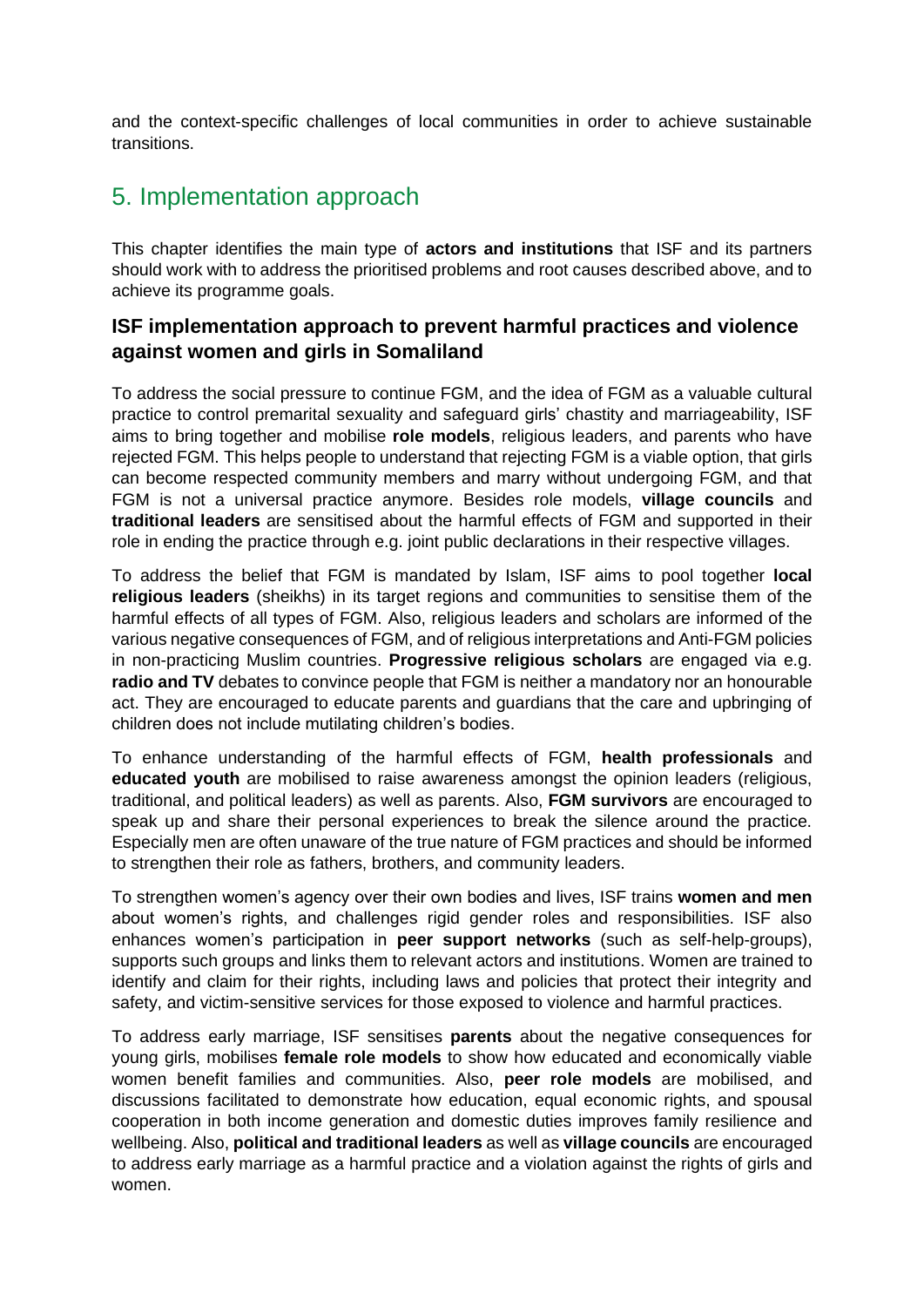and the context-specific challenges of local communities in order to achieve sustainable transitions.

## 5. Implementation approach

This chapter identifies the main type of **actors and institutions** that ISF and its partners should work with to address the prioritised problems and root causes described above, and to achieve its programme goals.

### ISF implementation approach to prevent harmful practices and violence against women and girls in Somaliland

To address the social pressure to continue FGM, and the idea of FGM as a valuable cultural practice to control premarital sexuality and safeguard girls' chastity and marriageability, ISF aims to bring together and mobilise **role models**, religious leaders, and parents who have rejected FGM. This helps people to understand that rejecting FGM is a viable option, that girls can become respected community members and marry without undergoing FGM, and that FGM is not a universal practice anymore. Besides role models, **village councils** and **traditional leaders** are sensitised about the harmful effects of FGM and supported in their role in ending the practice through e.g. joint public declarations in their respective villages.

To address the belief that FGM is mandated by Islam, ISF aims to pool together **local religious leaders** (sheikhs) in its target regions and communities to sensitise them of the harmful effects of all types of FGM. Also, religious leaders and scholars are informed of the various negative consequences of FGM, and of religious interpretations and Anti-FGM policies in non-practicing Muslim countries. **Progressive religious scholars** are engaged via e.g. **radio and TV** debates to convince people that FGM is neither a mandatory nor an honourable act. They are encouraged to educate parents and guardians that the care and upbringing of children does not include mutilating children's bodies.

To enhance understanding of the harmful effects of FGM, **health professionals** and **educated youth** are mobilised to raise awareness amongst the opinion leaders (religious, traditional, and political leaders) as well as parents. Also, **FGM survivors** are encouraged to speak up and share their personal experiences to break the silence around the practice. Especially men are often unaware of the true nature of FGM practices and should be informed to strengthen their role as fathers, brothers, and community leaders.

To strengthen women's agency over their own bodies and lives, ISF trains **women and men** about women's rights, and challenges rigid gender roles and responsibilities. ISF also enhances women's participation in **peer support networks** (such as self-help-groups), supports such groups and links them to relevant actors and institutions. Women are trained to identify and claim for their rights, including laws and policies that protect their integrity and safety, and victim-sensitive services for those exposed to violence and harmful practices.

To address early marriage, ISF sensitises **parents** about the negative consequences for young girls, mobilises **female role models** to show how educated and economically viable women benefit families and communities. Also, **peer role models** are mobilised, and discussions facilitated to demonstrate how education, equal economic rights, and spousal cooperation in both income generation and domestic duties improves family resilience and wellbeing. Also, **political and traditional leaders** as well as **village councils** are encouraged to address early marriage as a harmful practice and a violation against the rights of girls and women.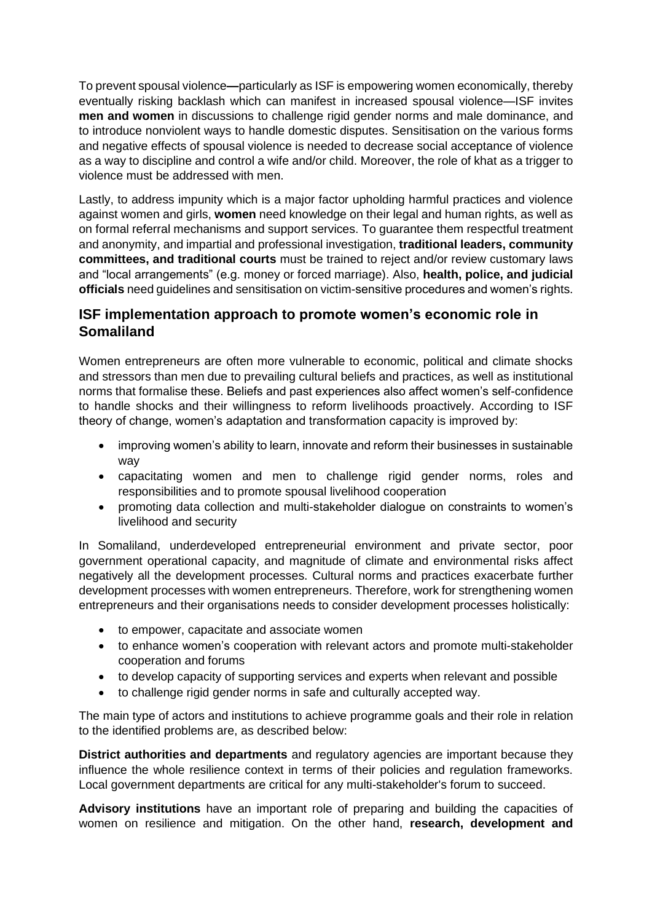To prevent spousal violence—particularly as ISF is empowering women economically, thereby eventually risking backlash which can manifest in increased spousal violence—ISF invites **men and women** in discussions to challenge rigid gender norms and male dominance, and to introduce nonviolent ways to handle domestic disputes. Sensitisation on the various forms and negative effects of spousal violence is needed to decrease social acceptance of violence as a way to discipline and control a wife and/or child. Moreover, the role of khat as a trigger to violence must be addressed with men.

Lastly, to address impunity which is a major factor upholding harmful practices and violence against women and girls, **women** need knowledge on their legal and human rights, as well as on formal referral mechanisms and support services. To guarantee them respectful treatment and anonymity, and impartial and professional investigation, **traditional leaders, community committees, and traditional courts** must be trained to reject and/or review customary laws and "local arrangements" (e.g. money or forced marriage). Also, **health, police, and judicial officials** need guidelines and sensitisation on victim-sensitive procedures and women's rights.

## ISF implementation approach to promote women's economic role in Somaliland

Women entrepreneurs are often more vulnerable to economic, political and climate shocks and stressors than men due to prevailing cultural beliefs and practices, as well as institutional norms that formalise these. Beliefs and past experiences also affect women's self-confidence to handle shocks and their willingness to reform livelihoods proactively. According to ISF theory of change, women's adaptation and transformation capacity is improved by:

- improving women's ability to learn, innovate and reform their businesses in sustainable way
- capacitating women and men to challenge rigid gender norms, roles and responsibilities and to promote spousal livelihood cooperation
- promoting data collection and multi-stakeholder dialogue on constraints to women's livelihood and security

In Somaliland, underdeveloped entrepreneurial environment and private sector, poor government operational capacity, and magnitude of climate and environmental risks affect negatively all the development processes. Cultural norms and practices exacerbate further development processes with women entrepreneurs. Therefore, work for strengthening women entrepreneurs and their organisations needs to consider development processes holistically:

- to empower, capacitate and associate women
- to enhance women's cooperation with relevant actors and promote multi-stakeholder cooperation and forums
- to develop capacity of supporting services and experts when relevant and possible
- to challenge rigid gender norms in safe and culturally accepted way.

The main type of actors and institutions to achieve programme goals and their role in relation to the identified problems are, as described below:

**District authorities and departments** and regulatory agencies are important because they influence the whole resilience context in terms of their policies and regulation frameworks. Local government departments are critical for any multi-stakeholder's forum to succeed.

**Advisory institutions** have an important role of preparing and building the capacities of women on resilience and mitigation. On the other hand, **research, development and**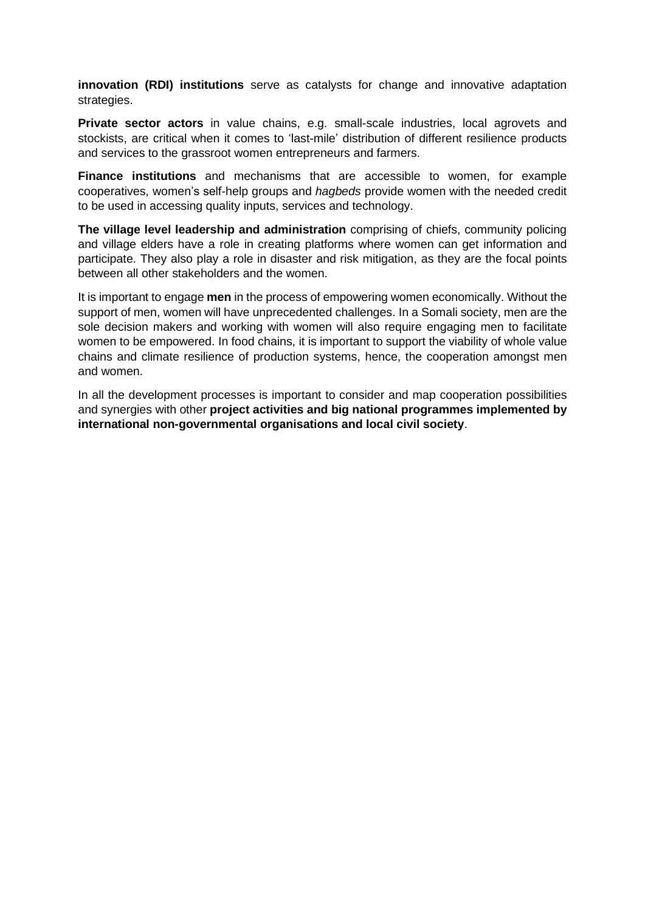**innovation (RDI) institutions** serve as catalysts for change and innovative adaptation strategies.

**Private sector actors** in value chains, e.g. small-scale industries, local agrovets and stockists, are critical when it comes to 'last-mile' distribution of different resilience products and services to the grassroot women entrepreneurs and farmers.

**Finance institutions** and mechanisms that are accessible to women, for example cooperatives, women's self-help groups and *hagbeds* provide women with the needed credit to be used in accessing quality inputs, services and technology.

**The village level leadership and administration** comprising of chiefs, community policing and village elders have a role in creating platforms where women can get information and participate. They also play a role in disaster and risk mitigation, as they are the focal points between all other stakeholders and the women.

It is important to engage **men** in the process of empowering women economically. Without the support of men, women will have unprecedented challenges. In a Somali society, men are the sole decision makers and working with women will also require engaging men to facilitate women to be empowered. In food chains, it is important to support the viability of whole value chains and climate resilience of production systems, hence, the cooperation amongst men and women.

In all the development processes is important to consider and map cooperation possibilities and synergies with other **project activities and big national programmes implemented by international non-governmental organisations and local civil society**.